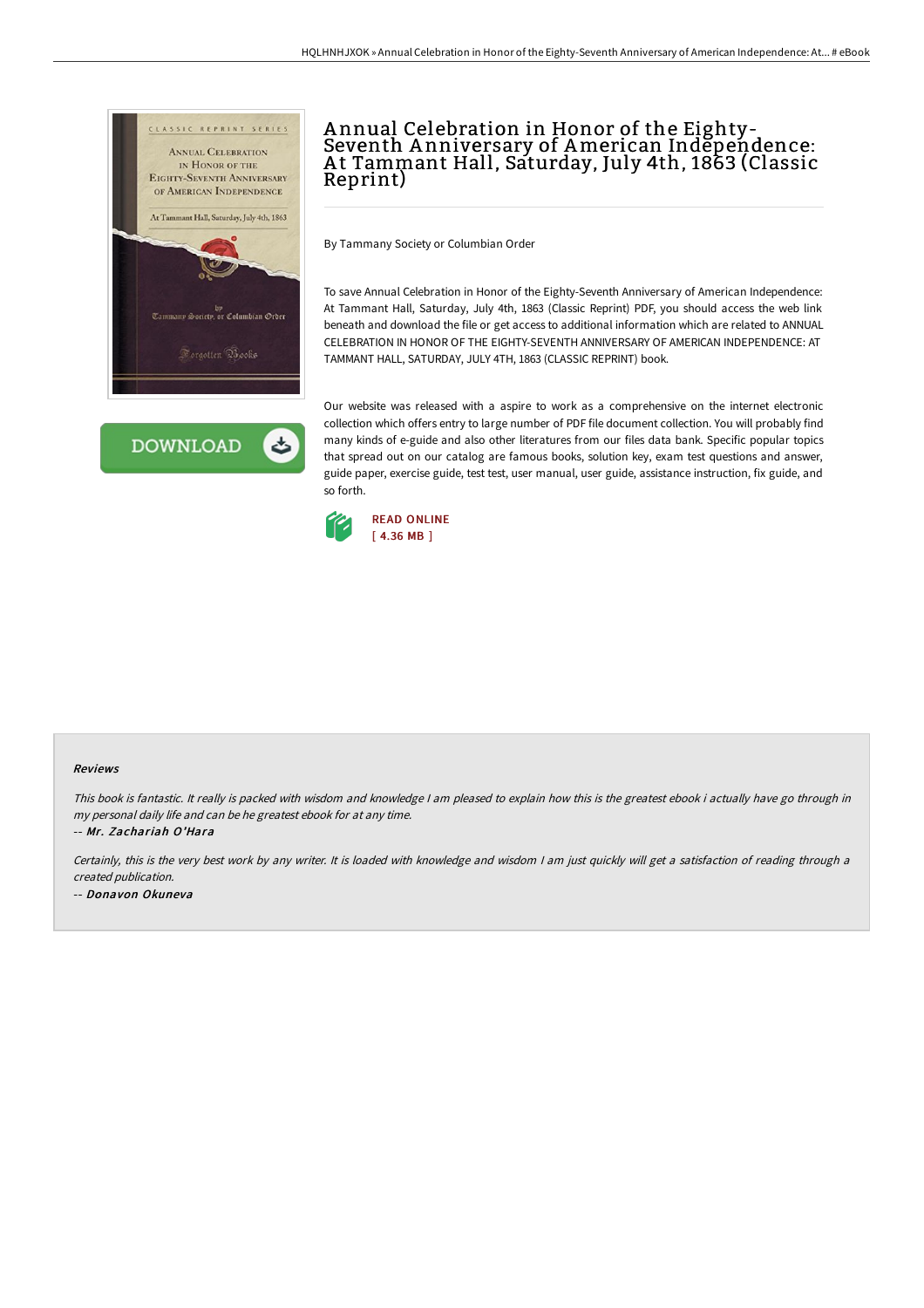# Annual Celebration in Honor of the Eighty-Seventh Anniversary of American Independence: At Tammant Hall, Saturday, July 4th, 1863 (Classic Reprint)

By Tammany Society or Columbian Order

To save Annual Celebration in Honor of the Eighty-Seventh Anniversary of American Independence: At Tammant Hall, Saturday, July 4th, 1863 (Classic Reprint) PDF, you should access the web link beneath and download the file or get access to additional information which are related to ANNUAL CELEBRATION IN HONOR OF THE EIGHTY-SEVENTH ANNIVERSARY OF AMERICAN INDEPENDENCE: AT TAMMANT HALL, SATURDAY, JULY 4TH, 1863 (CLASSIC REPRINT) book.

Our website was released with a aspire to work as a comprehensive on the internet electronic collection which offers entry to large number of PDF file document collection. You will probably find many kinds of e-guide and also other literatures from our files data bank. Specific popular topics that spread out on our catalog are famous books, solution key, exam test questions and answer, guide paper, exercise guide, test test, user manual, user guide, assistance instruction, fix guide, and so forth.

READ ONLINE
[ 4.36 MB ]

DOWNLOAD

#### Reviews

*This book is fantastic. It really is packed with wisdom and knowledge I am pleased to explain how this is the greatest ebook i actually have go through in my personal daily life and can be he greatest ebook for at any time.*

-- *Mr. Zachariah O'Hara*

*Certainly, this is the very best work by any writer. It is loaded with knowledge and wisdom I am just quickly will get a satisfaction of reading through a created publication.*

-- *Donavon Okuneva*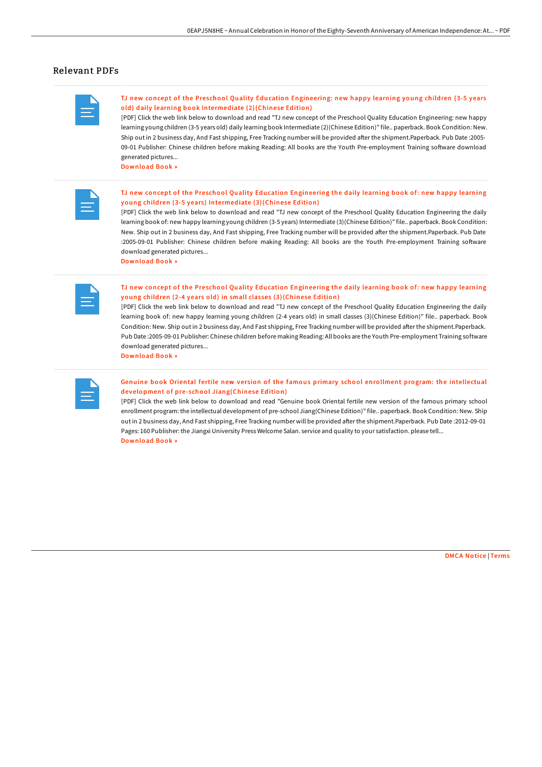## Relevant PDFs

TJ new concept of the Preschool Quality Education Engineering: new happy learning young children (3-5 years old) daily learning book Intermediate (2)(Chinese Edition)

[PDF] Click the web link below to download and read "TJ new concept of the Preschool Quality Education Engineering: new happy learning young children (3-5 years old) daily learning book Intermediate (2)(Chinese Edition)" file.. paperback. Book Condition: New. Ship out in 2 business day, And Fast shipping, Free Tracking number will be provided after the shipment.Paperback. Pub Date :2005-09-01 Publisher: Chinese children before making Reading: All books are the Youth Pre-employment Training software download generated pictures...

Download Book »

TJ new concept of the Preschool Quality Education Engineering the daily learning book of: new happy learning young children (3-5 years) Intermediate (3)(Chinese Edition)

[PDF] Click the web link below to download and read "TJ new concept of the Preschool Quality Education Engineering the daily learning book of: new happy learning young children (3-5 years) Intermediate (3)(Chinese Edition)" file.. paperback. Book Condition: New. Ship out in 2 business day, And Fast shipping, Free Tracking number will be provided after the shipment.Paperback. Pub Date :2005-09-01 Publisher: Chinese children before making Reading: All books are the Youth Pre-employment Training software download generated pictures...

Download Book »

TJ new concept of the Preschool Quality Education Engineering the daily learning book of: new happy learning young children (2-4 years old) in small classes (3)(Chinese Edition)

[PDF] Click the web link below to download and read "TJ new concept of the Preschool Quality Education Engineering the daily learning book of: new happy learning young children (2-4 years old) in small classes (3)(Chinese Edition)" file.. paperback. Book Condition: New. Ship out in 2 business day, And Fast shipping, Free Tracking number will be provided after the shipment.Paperback. Pub Date :2005-09-01 Publisher: Chinese children before making Reading: All books are the Youth Pre-employment Training software download generated pictures...

Download Book »

Genuine book Oriental fertile new version of the famous primary school enrollment program: the intellectual development of pre-school Jiang(Chinese Edition)

[PDF] Click the web link below to download and read "Genuine book Oriental fertile new version of the famous primary school enrollment program: the intellectual development of pre-school Jiang(Chinese Edition)" file.. paperback. Book Condition: New. Ship out in 2 business day, And Fast shipping, Free Tracking number will be provided after the shipment.Paperback. Pub Date :2012-09-01 Pages: 160 Publisher: the Jiangxi University Press Welcome Salan. service and quality to your satisfaction. please tell...

Download Book »

DMCA Notice | Terms